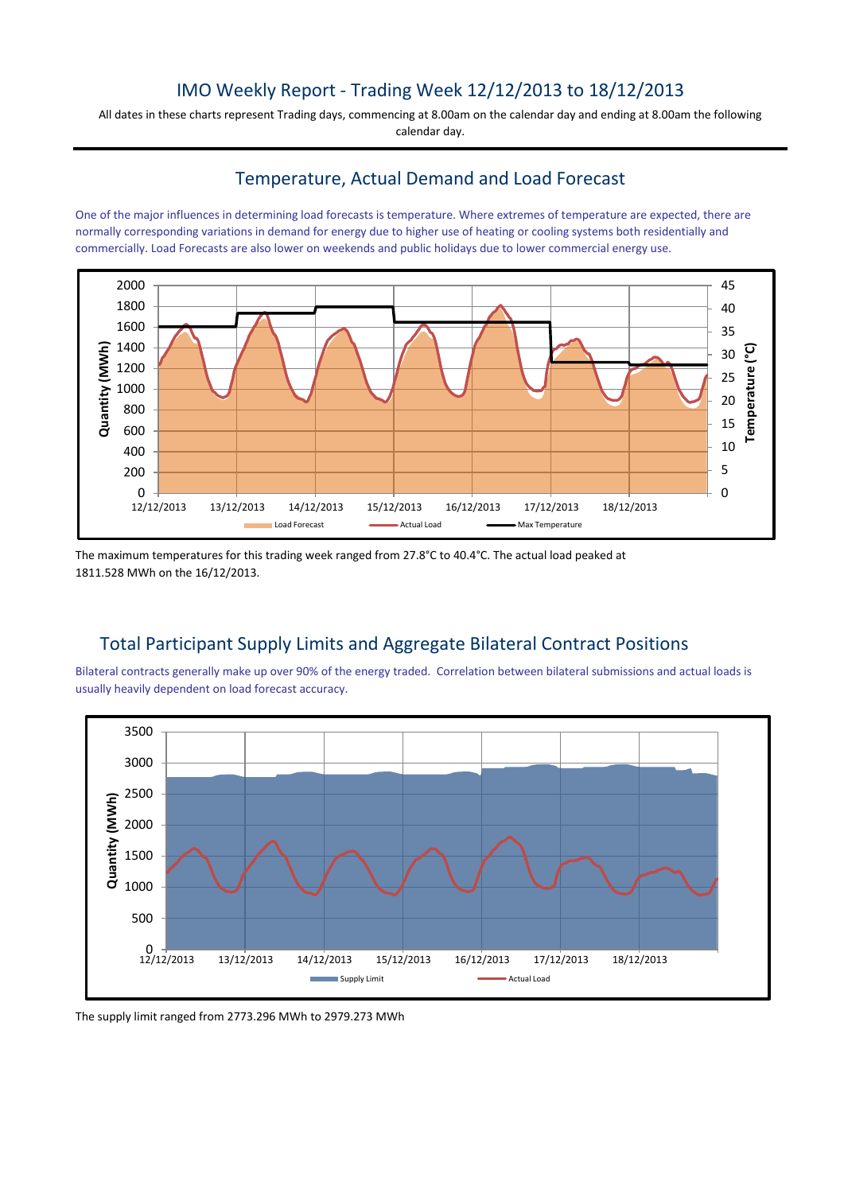# IMO Weekly Report - Trading Week 12/12/2013 to 18/12/2013

All dates in these charts represent Trading days, commencing at 8.00am on the calendar day and ending at 8.00am the following calendar day.

## Temperature, Actual Demand and Load Forecast

One of the major influences in determining load forecasts is temperature. Where extremes of temperature are expected, there are normally corresponding variations in demand for energy due to higher use of heating or cooling systems both residentially and commercially. Load Forecasts are also lower on weekends and public holidays due to lower commercial energy use.

The maximum temperatures for this trading week ranged from 27.8°C to 40.4°C. The actual load peaked at 1811.528 MWh on the 16/12/2013.

## Total Participant Supply Limits and Aggregate Bilateral Contract Positions

Bilateral contracts generally make up over 90% of the energy traded. Correlation between bilateral submissions and actual loads is usually heavily dependent on load forecast accuracy.

The supply limit ranged from 2773.296 MWh to 2979.273 MWh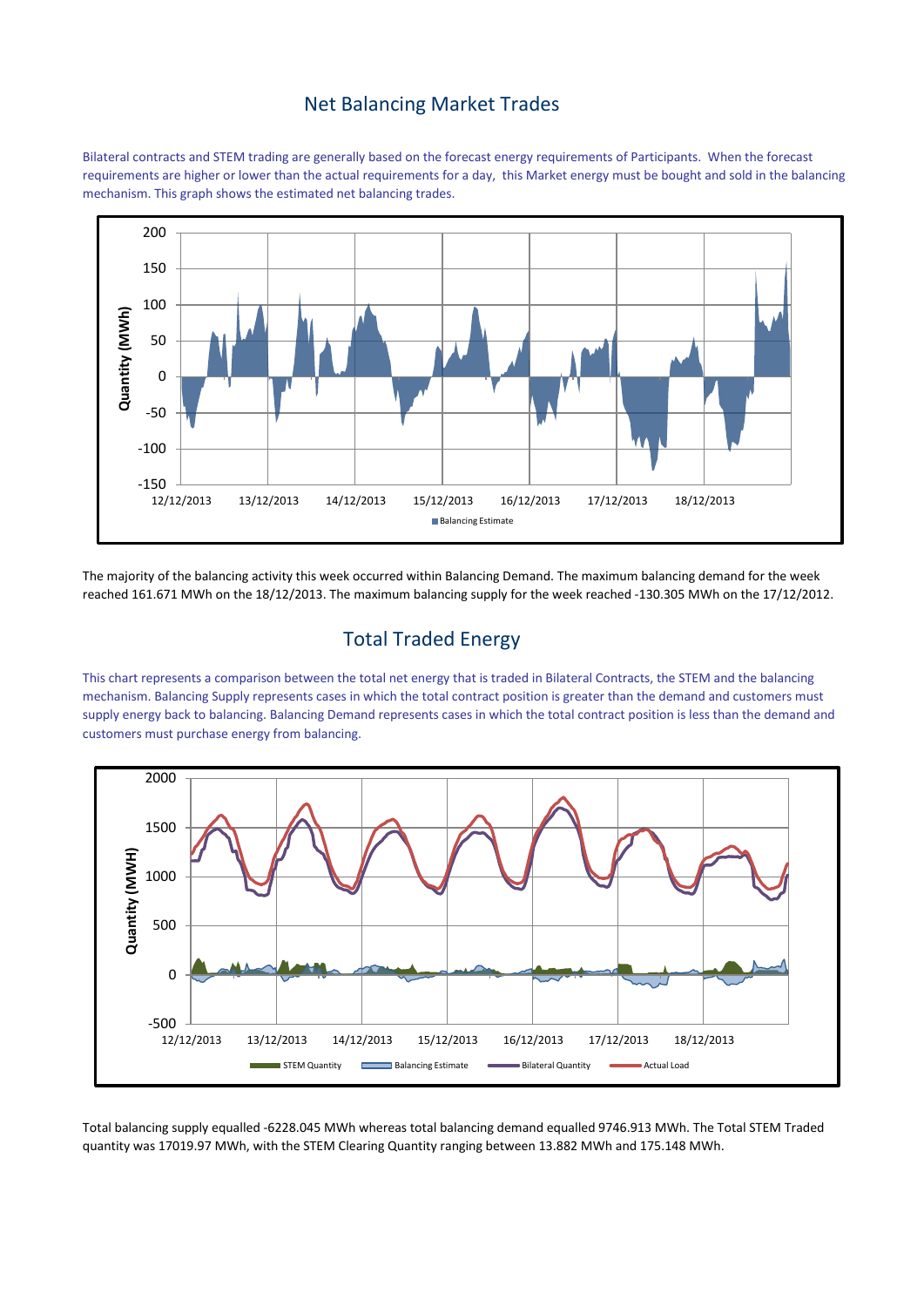## Net Balancing Market Trades

Bilateral contracts and STEM trading are generally based on the forecast energy requirements of Participants. When the forecast requirements are higher or lower than the actual requirements for a day, this Market energy must be bought and sold in the balancing mechanism. This graph shows the estimated net balancing trades.

The majority of the balancing activity this week occurred within Balancing Demand. The maximum balancing demand for the week reached 161.671 MWh on the 18/12/2013. The maximum balancing supply for the week reached -130.305 MWh on the 17/12/2012.

## Total Traded Energy

This chart represents a comparison between the total net energy that is traded in Bilateral Contracts, the STEM and the balancing mechanism. Balancing Supply represents cases in which the total contract position is greater than the demand and customers must supply energy back to balancing. Balancing Demand represents cases in which the total contract position is less than the demand and customers must purchase energy from balancing.

Total balancing supply equalled -6228.045 MWh whereas total balancing demand equalled 9746.913 MWh. The Total STEM Traded quantity was 17019.97 MWh, with the STEM Clearing Quantity ranging between 13.882 MWh and 175.148 MWh.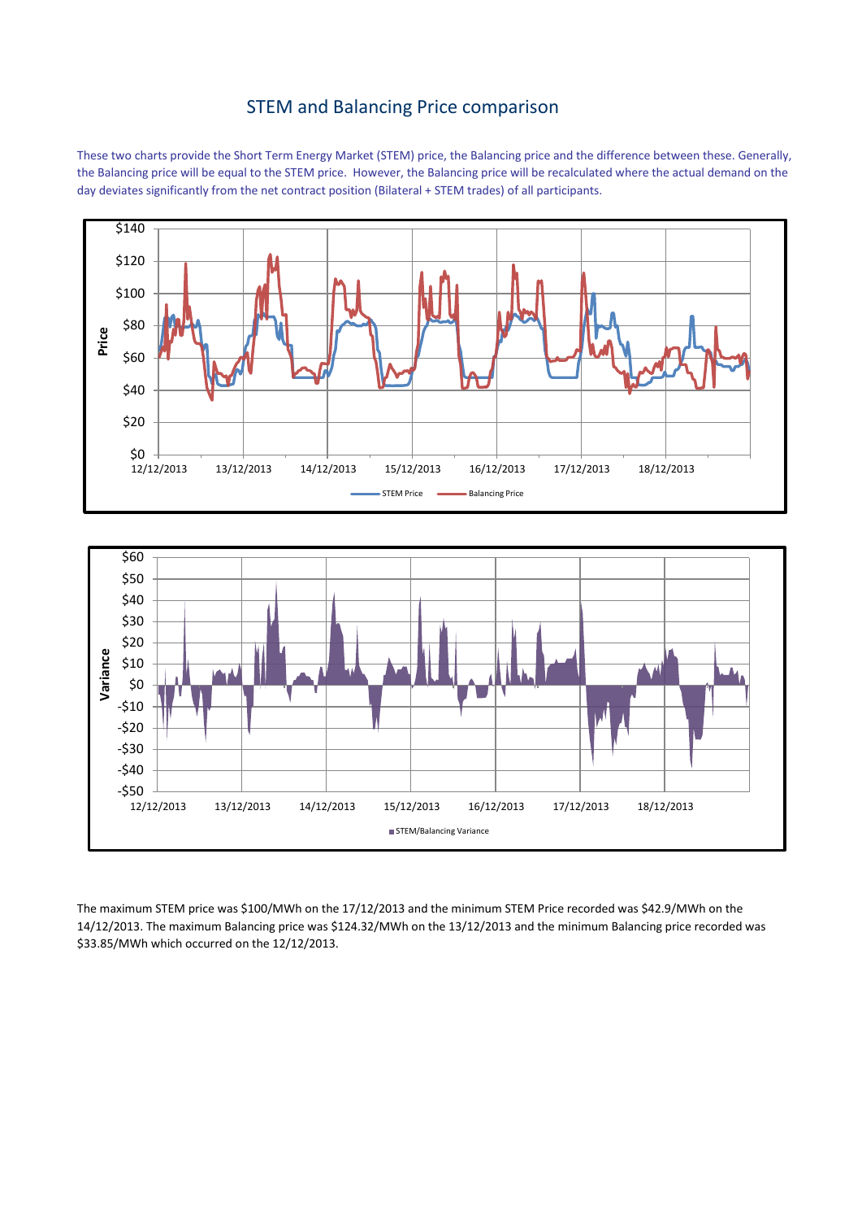# STEM and Balancing Price comparison

These two charts provide the Short Term Energy Market (STEM) price, the Balancing price and the difference between these. Generally, the Balancing price will be equal to the STEM price. However, the Balancing price will be recalculated where the actual demand on the day deviates significantly from the net contract position (Bilateral + STEM trades) of all participants.

Price

$140
$120
$100
$80
$60
$40
$20
$0

12/12/2013 13/12/2013 14/12/2013 15/12/2013 16/12/2013 17/12/2013 18/12/2013

STEM Price Balancing Price

Variance

$60
$50
$40
$30
$20
$10
$0
-$10
-$20
-$30
-$40
-$50

12/12/2013 13/12/2013 14/12/2013 15/12/2013 16/12/2013 17/12/2013 18/12/2013

STEM/Balancing Variance

The maximum STEM price was $100/MWh on the 17/12/2013 and the minimum STEM Price recorded was $42.9/MWh on the 14/12/2013. The maximum Balancing price was $124.32/MWh on the 13/12/2013 and the minimum Balancing price recorded was $33.85/MWh which occurred on the 12/12/2013.